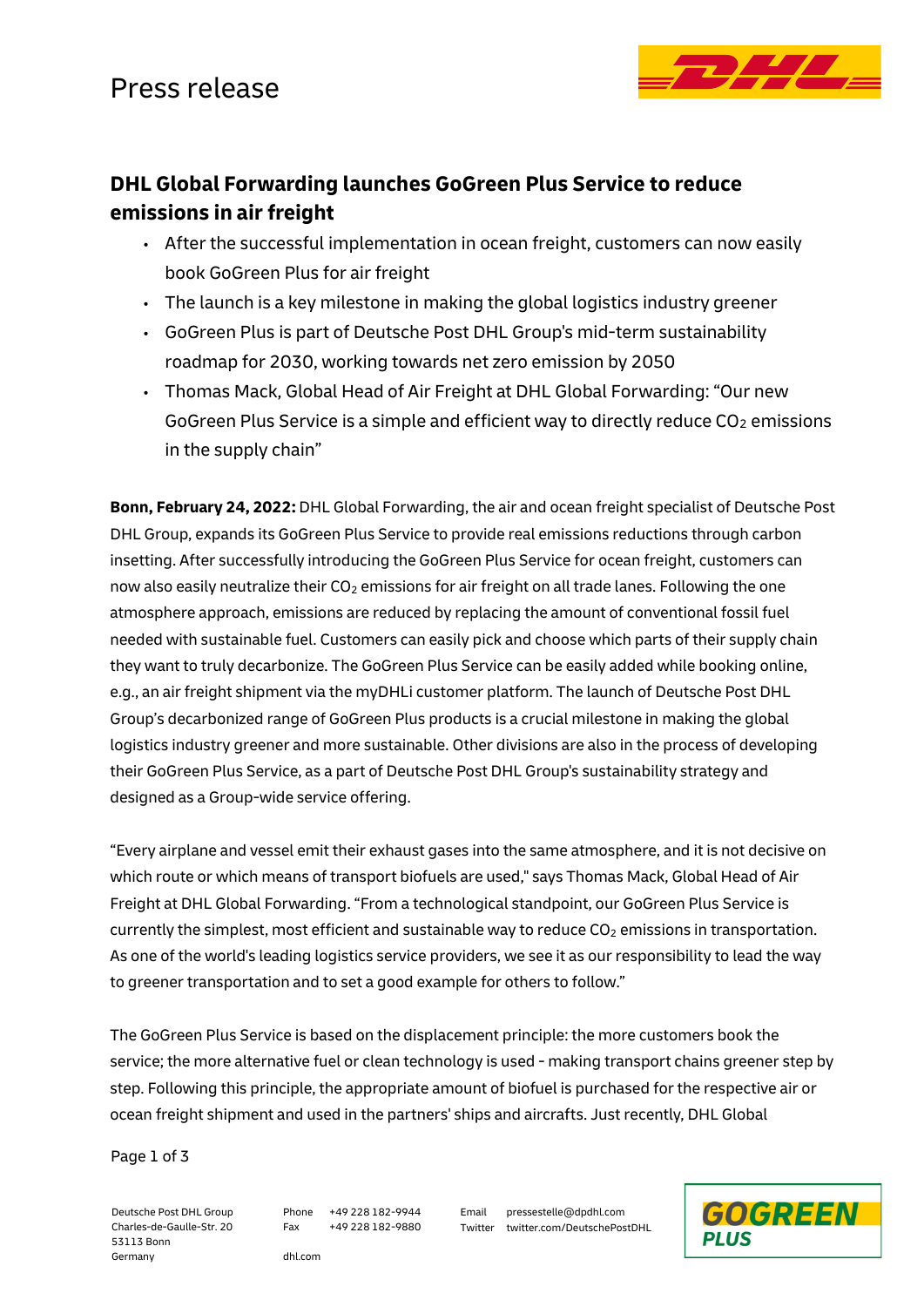Press release

# DHL Global Forwarding launches GoGreen Plus Service to reduce emissions in air freight

- After the successful implementation in ocean freight, customers can now easily book GoGreen Plus for air freight
- The launch is a key milestone in making the global logistics industry greener
- GoGreen Plus is part of Deutsche Post DHL Group's mid-term sustainability roadmap for 2030, working towards net zero emission by 2050
- Thomas Mack, Global Head of Air Freight at DHL Global Forwarding: "Our new GoGreen Plus Service is a simple and efficient way to directly reduce $CO_2$ emissions in the supply chain"

**Bonn, February 24, 2022:** DHL Global Forwarding, the air and ocean freight specialist of Deutsche Post DHL Group, expands its GoGreen Plus Service to provide real emissions reductions through carbon insetting. After successfully introducing the GoGreen Plus Service for ocean freight, customers can now also easily neutralize their $CO_2$ emissions for air freight on all trade lanes. Following the one atmosphere approach, emissions are reduced by replacing the amount of conventional fossil fuel needed with sustainable fuel. Customers can easily pick and choose which parts of their supply chain they want to truly decarbonize. The GoGreen Plus Service can be easily added while booking online, e.g., an air freight shipment via the myDHLi customer platform. The launch of Deutsche Post DHL Group's decarbonized range of GoGreen Plus products is a crucial milestone in making the global logistics industry greener and more sustainable. Other divisions are also in the process of developing their GoGreen Plus Service, as a part of Deutsche Post DHL Group's sustainability strategy and designed as a Group-wide service offering.

"Every airplane and vessel emit their exhaust gases into the same atmosphere, and it is not decisive on which route or which means of transport biofuels are used," says Thomas Mack, Global Head of Air Freight at DHL Global Forwarding. "From a technological standpoint, our GoGreen Plus Service is currently the simplest, most efficient and sustainable way to reduce $CO_2$ emissions in transportation. As one of the world's leading logistics service providers, we see it as our responsibility to lead the way to greener transportation and to set a good example for others to follow."

The GoGreen Plus Service is based on the displacement principle: the more customers book the service; the more alternative fuel or clean technology is used - making transport chains greener step by step. Following this principle, the appropriate amount of biofuel is purchased for the respective air or ocean freight shipment and used in the partners' ships and aircrafts. Just recently, DHL Global

Deutsche Post DHL Group
Charles-de-Gaulle-Str. 20
53113 Bonn
Germany

Phone +49 228 182-9944
Fax +49 228 182-9880
dhl.com

Email pressestelle@dpdhl.com
Twitter twitter.com/DeutschePostDHL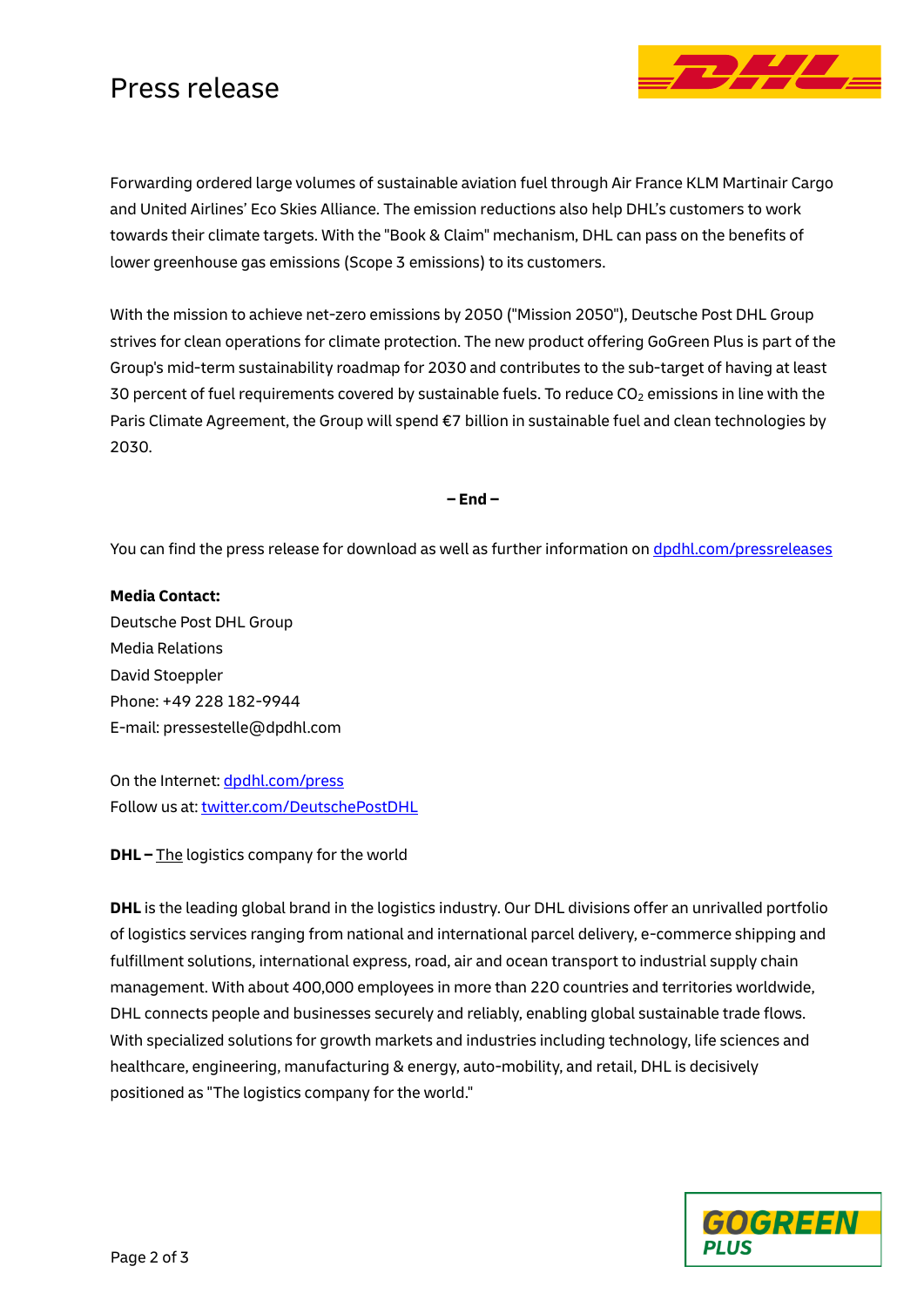Forwarding ordered large volumes of sustainable aviation fuel through Air France KLM Martinair Cargo and United Airlines' Eco Skies Alliance. The emission reductions also help DHL's customers to work towards their climate targets. With the "Book & Claim" mechanism, DHL can pass on the benefits of lower greenhouse gas emissions (Scope 3 emissions) to its customers.

With the mission to achieve net-zero emissions by 2050 ("Mission 2050"), Deutsche Post DHL Group strives for clean operations for climate protection. The new product offering GoGreen Plus is part of the Group's mid-term sustainability roadmap for 2030 and contributes to the sub-target of having at least 30 percent of fuel requirements covered by sustainable fuels. To reduce $CO_2$ emissions in line with the Paris Climate Agreement, the Group will spend €7 billion in sustainable fuel and clean technologies by 2030.

**– End –**

You can find the press release for download as well as further information on [dpdhl.com/pressreleases](dpdhl.com/pressreleases)

**Media Contact:**
Deutsche Post DHL Group
Media Relations
David Stoeppler
Phone: +49 228 182-9944
E-mail: pressestelle@dpdhl.com

On the Internet: [dpdhl.com/press](dpdhl.com/press)
Follow us at: [twitter.com/DeutschePostDHL](twitter.com/DeutschePostDHL)

**DHL –** The logistics company for the world

**DHL** is the leading global brand in the logistics industry. Our DHL divisions offer an unrivalled portfolio of logistics services ranging from national and international parcel delivery, e-commerce shipping and fulfillment solutions, international express, road, air and ocean transport to industrial supply chain management. With about 400,000 employees in more than 220 countries and territories worldwide, DHL connects people and businesses securely and reliably, enabling global sustainable trade flows. With specialized solutions for growth markets and industries including technology, life sciences and healthcare, engineering, manufacturing & energy, auto-mobility, and retail, DHL is decisively positioned as "The logistics company for the world."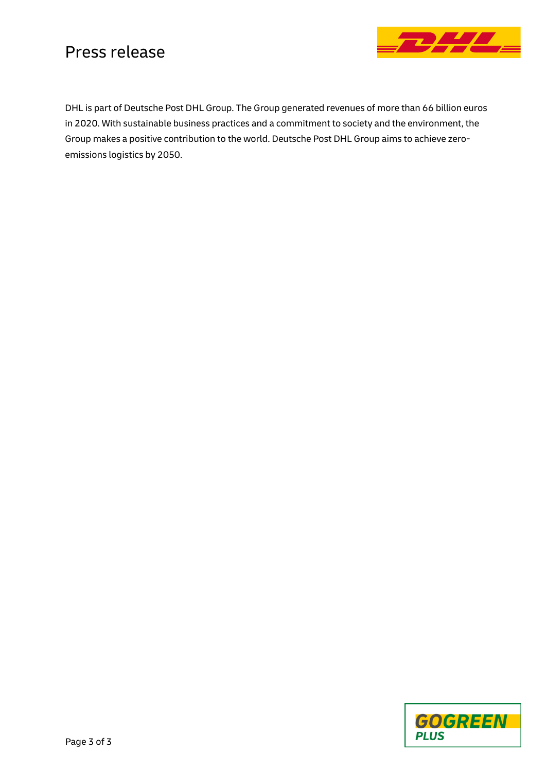DHL is part of Deutsche Post DHL Group. The Group generated revenues of more than 66 billion euros in 2020. With sustainable business practices and a commitment to society and the environment, the Group makes a positive contribution to the world. Deutsche Post DHL Group aims to achieve zero-emissions logistics by 2050.